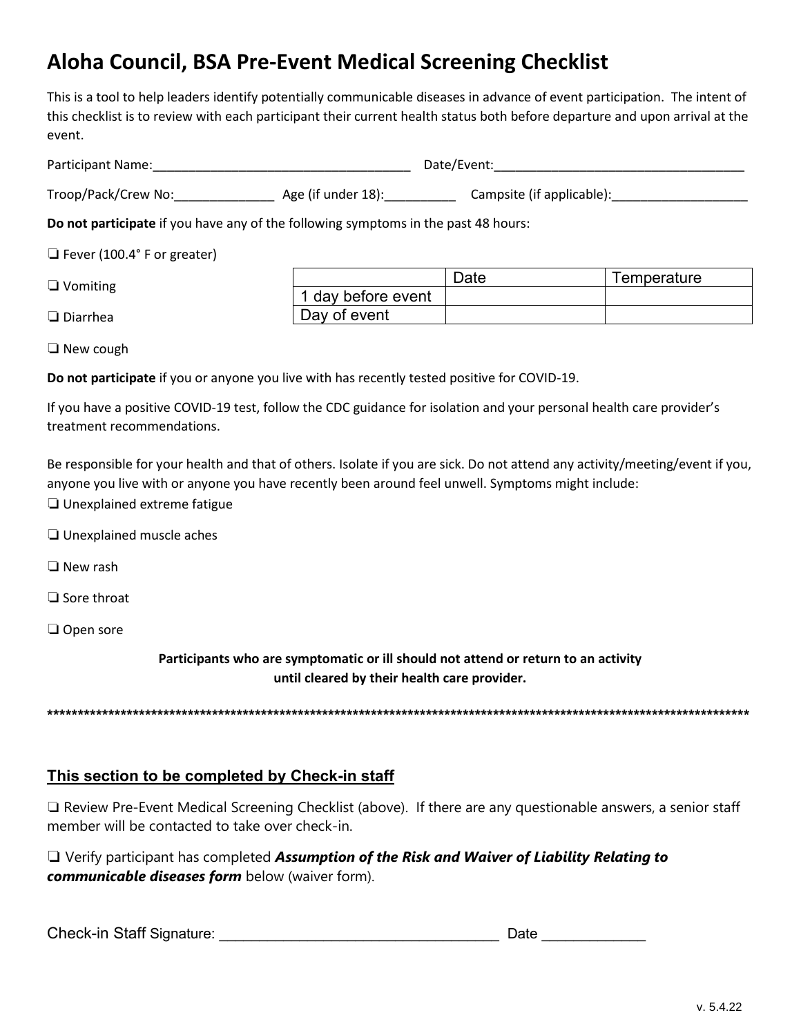# Aloha Council, BSA Pre-Event Medical Screening Checklist

This is a tool to help leaders identify potentially communicable diseases in advance of event participation. The intent of this checklist is to review with each participant their current health status both before departure and upon arrival at the event.

Participant Name:_____________________________________ Date/Event:___________________________________

Troop/Pack/Crew No:______________ Age (if under 18):__________ Campsite (if applicable):___________________

**Do not participate** if you have any of the following symptoms in the past 48 hours:

❑ Fever (100.4° F or greater)

❑ Vomiting

❑ Diarrhea

❑ New cough

| | Date | Temperature |
|---|---|---|
| 1 day before event | | |
| Day of event | | |

**Do not participate** if you or anyone you live with has recently tested positive for COVID-19.

If you have a positive COVID-19 test, follow the CDC guidance for isolation and your personal health care provider's treatment recommendations.

Be responsible for your health and that of others. Isolate if you are sick. Do not attend any activity/meeting/event if you, anyone you live with or anyone you have recently been around feel unwell. Symptoms might include:

❑ Unexplained extreme fatigue

❑ Unexplained muscle aches

❑ New rash

❑ Sore throat

❑ Open sore

**Participants who are symptomatic or ill should not attend or return to an activity until cleared by their health care provider.**

**************************************************************************************************************

## This section to be completed by Check-in staff

❑ Review Pre-Event Medical Screening Checklist (above). If there are any questionable answers, a senior staff member will be contacted to take over check-in.

❑ Verify participant has completed ***Assumption of the Risk and Waiver of Liability Relating to communicable diseases form*** below (waiver form).

Check-in Staff Signature: ___________________________________ Date _____________

v. 5.4.22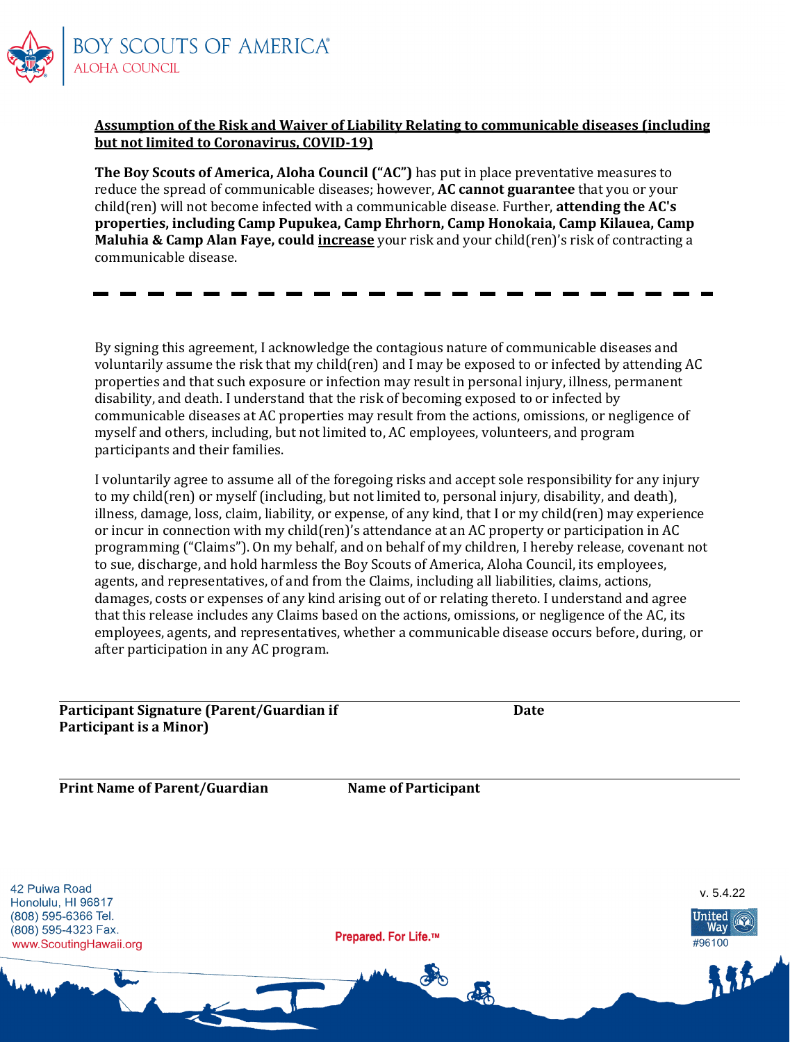**Assumption of the Risk and Waiver of Liability Relating to communicable diseases (including but not limited to Coronavirus, COVID-19)**

**The Boy Scouts of America, Aloha Council ("AC")** has put in place preventative measures to reduce the spread of communicable diseases; however, **AC cannot guarantee** that you or your child(ren) will not become infected with a communicable disease. Further, **attending the AC's properties, including Camp Pupukea, Camp Ehrhorn, Camp Honokaia, Camp Kilauea, Camp Maluhia & Camp Alan Faye, could increase** your risk and your child(ren)'s risk of contracting a communicable disease.

---

By signing this agreement, I acknowledge the contagious nature of communicable diseases and voluntarily assume the risk that my child(ren) and I may be exposed to or infected by attending AC properties and that such exposure or infection may result in personal injury, illness, permanent disability, and death. I understand that the risk of becoming exposed to or infected by communicable diseases at AC properties may result from the actions, omissions, or negligence of myself and others, including, but not limited to, AC employees, volunteers, and program participants and their families.

I voluntarily agree to assume all of the foregoing risks and accept sole responsibility for any injury to my child(ren) or myself (including, but not limited to, personal injury, disability, and death), illness, damage, loss, claim, liability, or expense, of any kind, that I or my child(ren) may experience or incur in connection with my child(ren)'s attendance at an AC property or participation in AC programming ("Claims"). On my behalf, and on behalf of my children, I hereby release, covenant not to sue, discharge, and hold harmless the Boy Scouts of America, Aloha Council, its employees, agents, and representatives, of and from the Claims, including all liabilities, claims, actions, damages, costs or expenses of any kind arising out of or relating thereto. I understand and agree that this release includes any Claims based on the actions, omissions, or negligence of the AC, its employees, agents, and representatives, whether a communicable disease occurs before, during, or after participation in any AC program.

**Participant Signature (Parent/Guardian if Participant is a Minor)** **Date**

**Print Name of Parent/Guardian** **Name of Participant**

42 Puiwa Road
Honolulu, HI 96817
(808) 595-6366 Tel.
(808) 595-4323 Fax.
www.ScoutingHawaii.org

Prepared. For Life.™

v. 5.4.22

United Way #96100